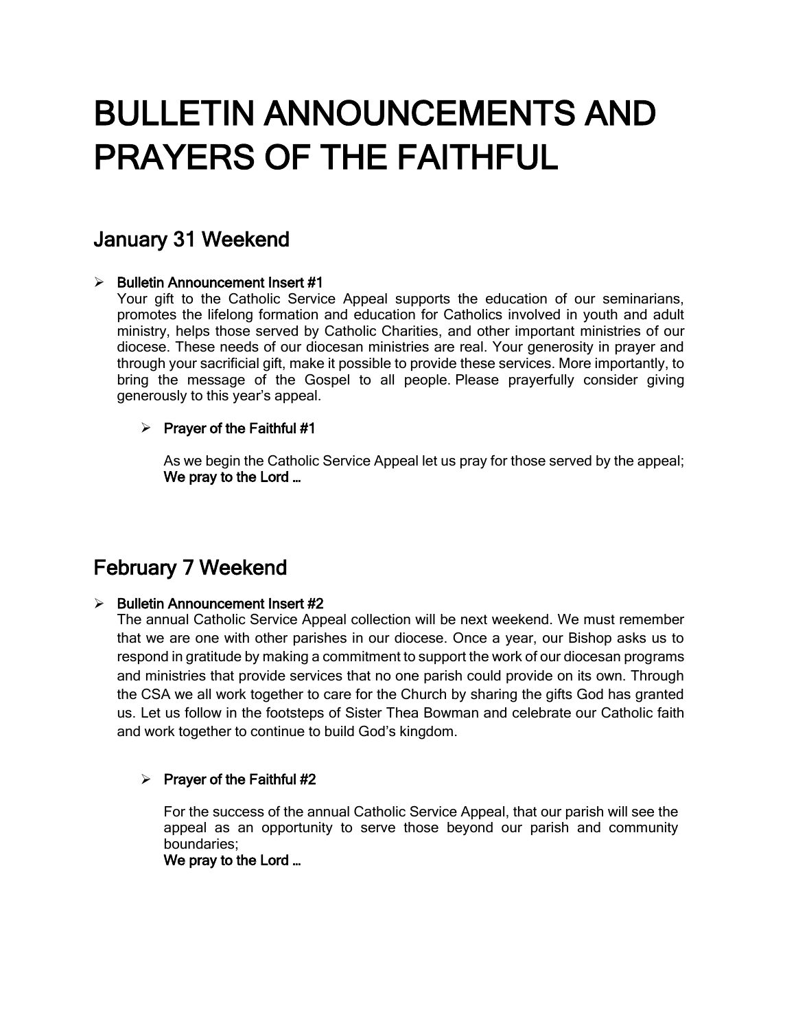# BULLETIN ANNOUNCEMENTS AND PRAYERS OF THE FAITHFUL

## January 31 Weekend

- **Bulletin Announcement Insert #1**
  Your gift to the Catholic Service Appeal supports the education of our seminarians, promotes the lifelong formation and education for Catholics involved in youth and adult ministry, helps those served by Catholic Charities, and other important ministries of our diocese. These needs of our diocesan ministries are real. Your generosity in prayer and through your sacrificial gift, make it possible to provide these services. More importantly, to bring the message of the Gospel to all people. Please prayerfully consider giving generously to this year's appeal.

  - **Prayer of the Faithful #1**

    As we begin the Catholic Service Appeal let us pray for those served by the appeal;
    **We pray to the Lord …**

## February 7 Weekend

- **Bulletin Announcement Insert #2**
  The annual Catholic Service Appeal collection will be next weekend. We must remember that we are one with other parishes in our diocese. Once a year, our Bishop asks us to respond in gratitude by making a commitment to support the work of our diocesan programs and ministries that provide services that no one parish could provide on its own. Through the CSA we all work together to care for the Church by sharing the gifts God has granted us. Let us follow in the footsteps of Sister Thea Bowman and celebrate our Catholic faith and work together to continue to build God's kingdom.

  - **Prayer of the Faithful #2**

    For the success of the annual Catholic Service Appeal, that our parish will see the appeal as an opportunity to serve those beyond our parish and community boundaries;
    **We pray to the Lord …**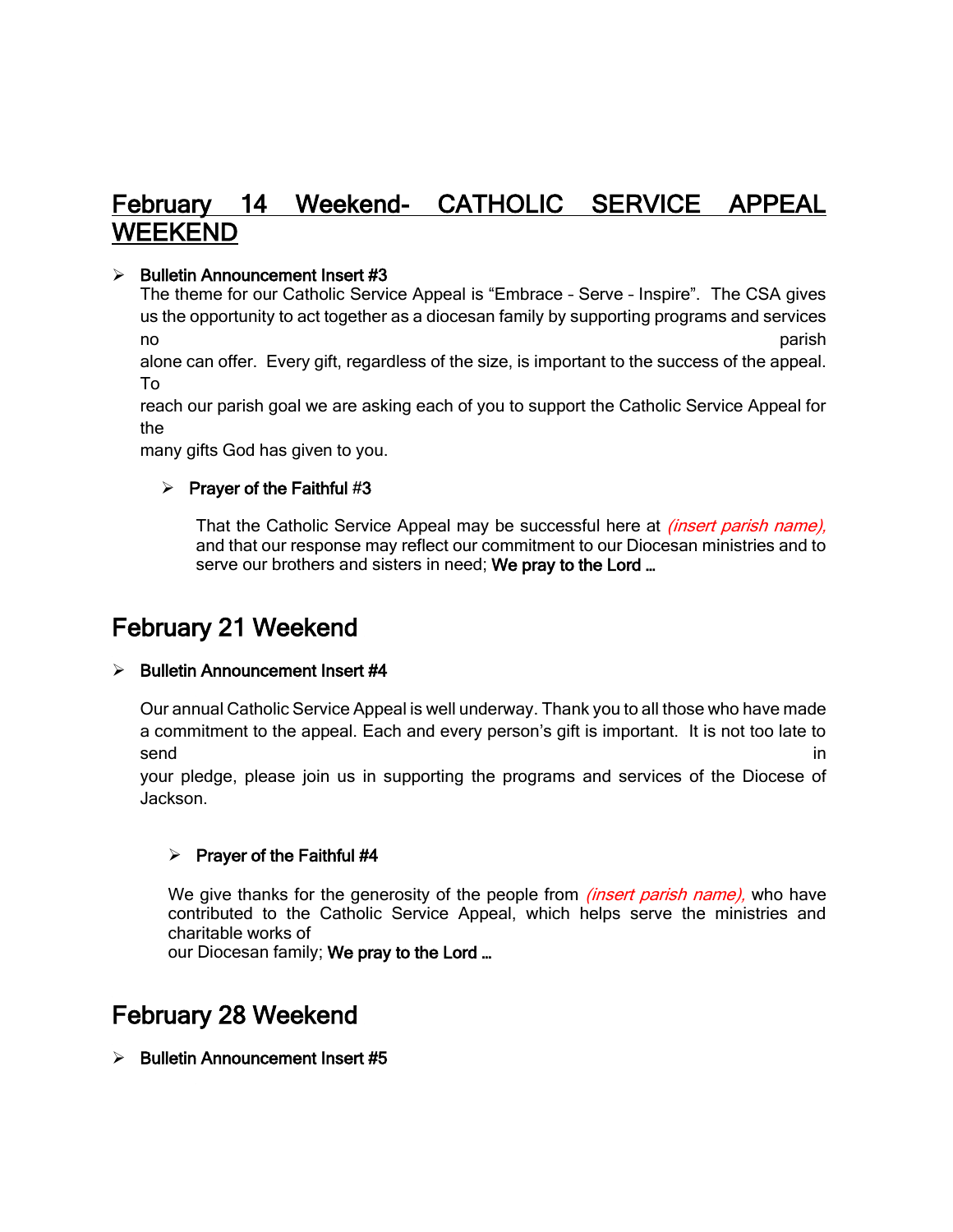## February 14 Weekend- CATHOLIC SERVICE APPEAL WEEKEND

- **Bulletin Announcement Insert #3**

  The theme for our Catholic Service Appeal is "Embrace – Serve – Inspire". The CSA gives us the opportunity to act together as a diocesan family by supporting programs and services no parish alone can offer. Every gift, regardless of the size, is important to the success of the appeal. To reach our parish goal we are asking each of you to support the Catholic Service Appeal for the many gifts God has given to you.

  - **Prayer of the Faithful #3**

    That the Catholic Service Appeal may be successful here at *(insert parish name),* and that our response may reflect our commitment to our Diocesan ministries and to serve our brothers and sisters in need; **We pray to the Lord …**

## February 21 Weekend

- **Bulletin Announcement Insert #4**

  Our annual Catholic Service Appeal is well underway. Thank you to all those who have made a commitment to the appeal. Each and every person's gift is important. It is not too late to send in your pledge, please join us in supporting the programs and services of the Diocese of Jackson.

  - **Prayer of the Faithful #4**

    We give thanks for the generosity of the people from *(insert parish name),* who have contributed to the Catholic Service Appeal, which helps serve the ministries and charitable works of our Diocesan family; **We pray to the Lord …**

## February 28 Weekend

- **Bulletin Announcement Insert #5**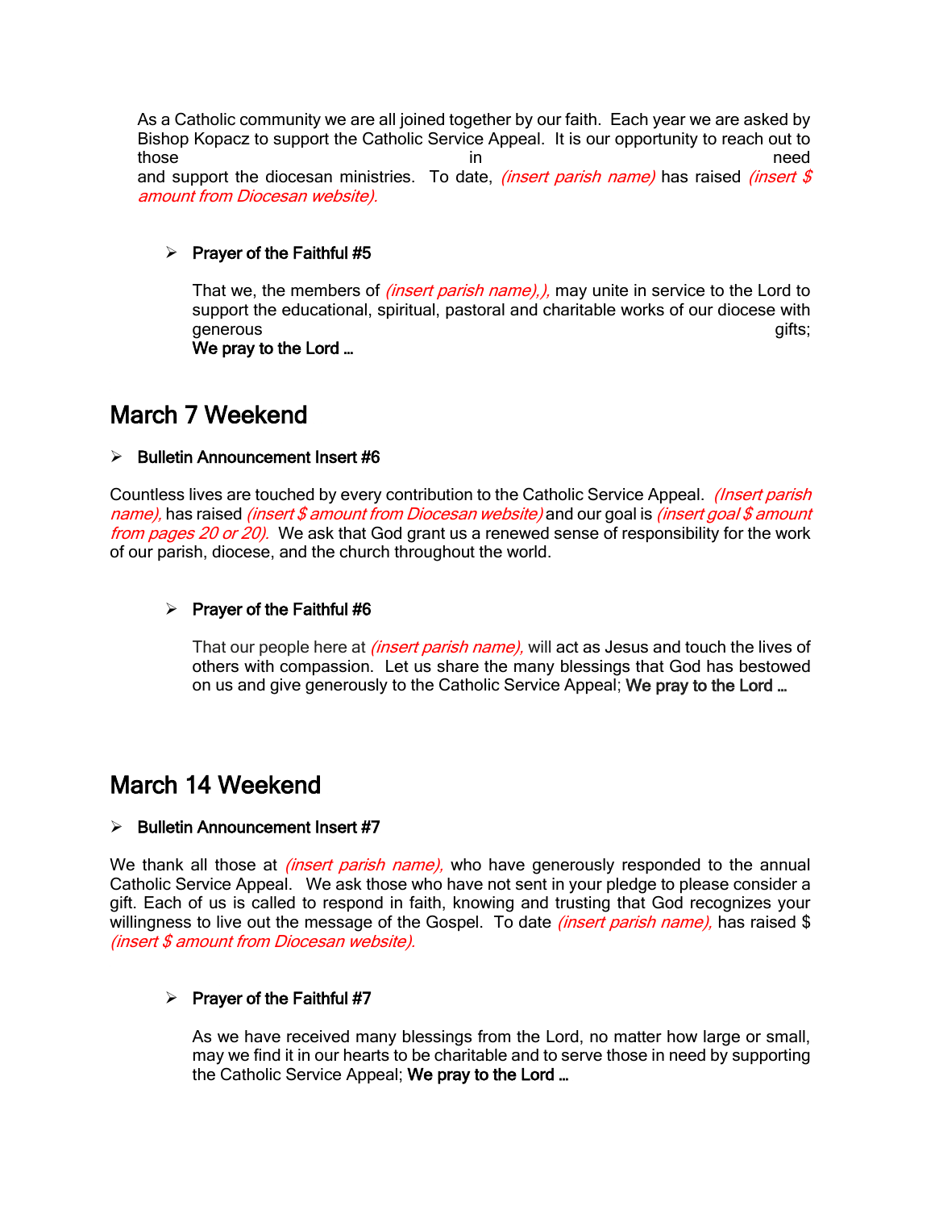As a Catholic community we are all joined together by our faith. Each year we are asked by Bishop Kopacz to support the Catholic Service Appeal. It is our opportunity to reach out to those in need and support the diocesan ministries. To date, *(insert parish name)* has raised *(insert $ amount from Diocesan website).*

- **Prayer of the Faithful #5**

  That we, the members of *(insert parish name),),* may unite in service to the Lord to support the educational, spiritual, pastoral and charitable works of our diocese with generous gifts;
  **We pray to the Lord …**

## March 7 Weekend

- **Bulletin Announcement Insert #6**

Countless lives are touched by every contribution to the Catholic Service Appeal. *(Insert parish name),* has raised *(insert $ amount from Diocesan website)* and our goal is *(insert goal $ amount from pages 20 or 20).* We ask that God grant us a renewed sense of responsibility for the work of our parish, diocese, and the church throughout the world.

- **Prayer of the Faithful #6**

  That our people here at *(insert parish name),* will act as Jesus and touch the lives of others with compassion. Let us share the many blessings that God has bestowed on us and give generously to the Catholic Service Appeal; **We pray to the Lord …**

## March 14 Weekend

- **Bulletin Announcement Insert #7**

We thank all those at *(insert parish name),* who have generously responded to the annual Catholic Service Appeal. We ask those who have not sent in your pledge to please consider a gift. Each of us is called to respond in faith, knowing and trusting that God recognizes your willingness to live out the message of the Gospel. To date *(insert parish name),* has raised $ *(insert $ amount from Diocesan website).*

- **Prayer of the Faithful #7**

  As we have received many blessings from the Lord, no matter how large or small, may we find it in our hearts to be charitable and to serve those in need by supporting the Catholic Service Appeal; **We pray to the Lord …**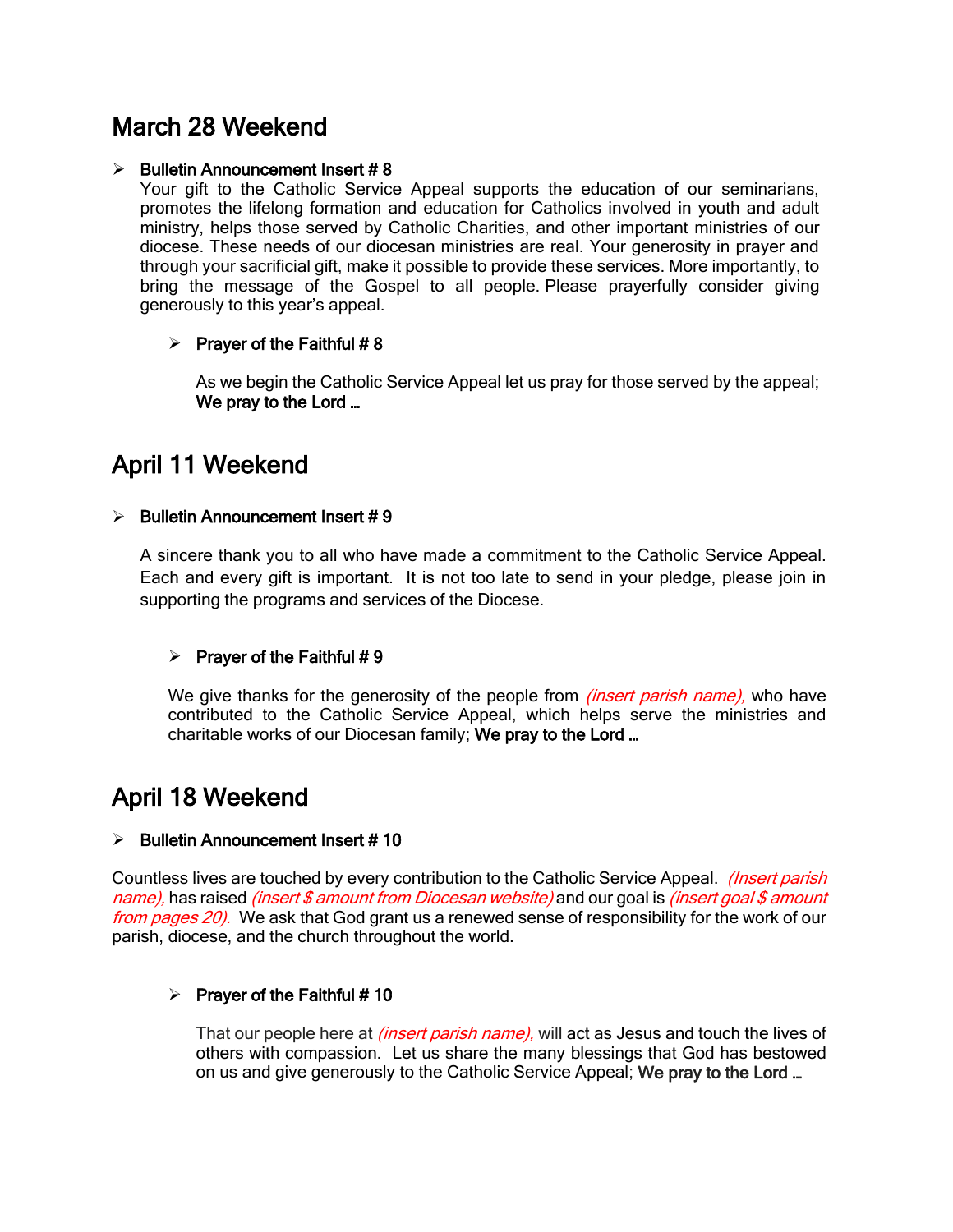## March 28 Weekend

- **Bulletin Announcement Insert # 8**
  Your gift to the Catholic Service Appeal supports the education of our seminarians, promotes the lifelong formation and education for Catholics involved in youth and adult ministry, helps those served by Catholic Charities, and other important ministries of our diocese. These needs of our diocesan ministries are real. Your generosity in prayer and through your sacrificial gift, make it possible to provide these services. More importantly, to bring the message of the Gospel to all people. Please prayerfully consider giving generously to this year's appeal.

  - **Prayer of the Faithful # 8**

    As we begin the Catholic Service Appeal let us pray for those served by the appeal; **We pray to the Lord …**

## April 11 Weekend

- **Bulletin Announcement Insert # 9**

  A sincere thank you to all who have made a commitment to the Catholic Service Appeal. Each and every gift is important. It is not too late to send in your pledge, please join in supporting the programs and services of the Diocese.

  - **Prayer of the Faithful # 9**

    We give thanks for the generosity of the people from *(insert parish name),* who have contributed to the Catholic Service Appeal, which helps serve the ministries and charitable works of our Diocesan family; **We pray to the Lord …**

## April 18 Weekend

- **Bulletin Announcement Insert # 10**

Countless lives are touched by every contribution to the Catholic Service Appeal. *(Insert parish name),* has raised *(insert $ amount from Diocesan website)* and our goal is *(insert goal $ amount from pages 20).* We ask that God grant us a renewed sense of responsibility for the work of our parish, diocese, and the church throughout the world.

  - **Prayer of the Faithful # 10**

    That our people here at *(insert parish name),* will act as Jesus and touch the lives of others with compassion. Let us share the many blessings that God has bestowed on us and give generously to the Catholic Service Appeal; **We pray to the Lord …**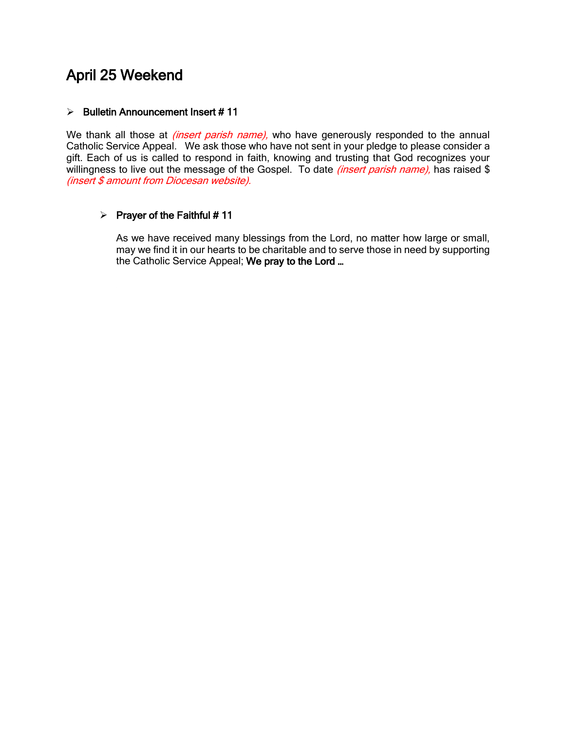# April 25 Weekend

- **Bulletin Announcement Insert # 11**

We thank all those at *(insert parish name),* who have generously responded to the annual Catholic Service Appeal. We ask those who have not sent in your pledge to please consider a gift. Each of us is called to respond in faith, knowing and trusting that God recognizes your willingness to live out the message of the Gospel. To date *(insert parish name),* has raised $ *(insert $ amount from Diocesan website).*

- **Prayer of the Faithful # 11**

  As we have received many blessings from the Lord, no matter how large or small, may we find it in our hearts to be charitable and to serve those in need by supporting the Catholic Service Appeal; **We pray to the Lord …**